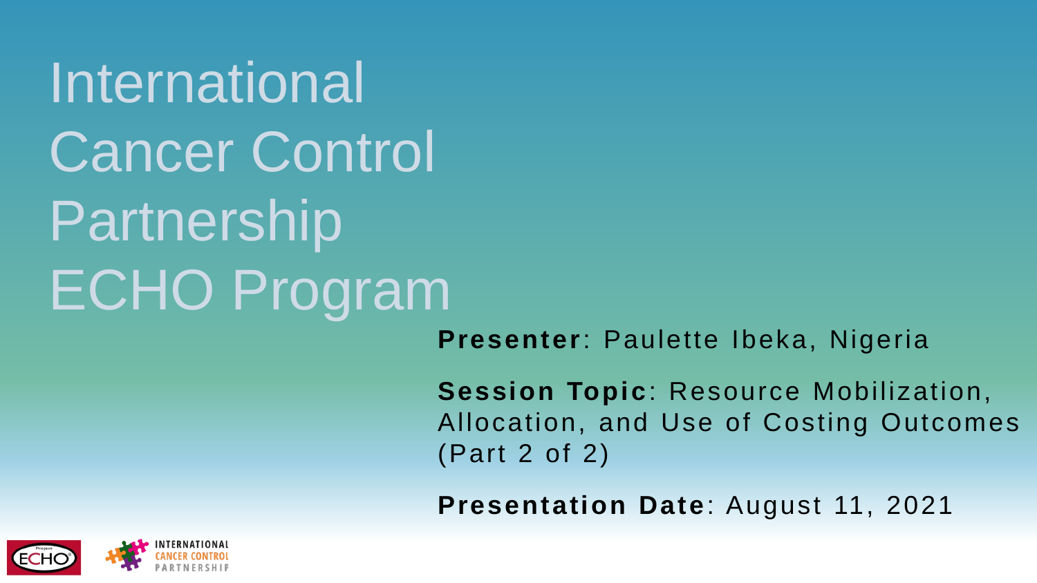# International Cancer Control Partnership ECHO Program

**Presenter**: Paulette Ibeka, Nigeria

**Session Topic**: Resource Mobilization, Allocation, and Use of Costing Outcomes (Part 2 of 2)

**Presentation Date**: August 11, 2021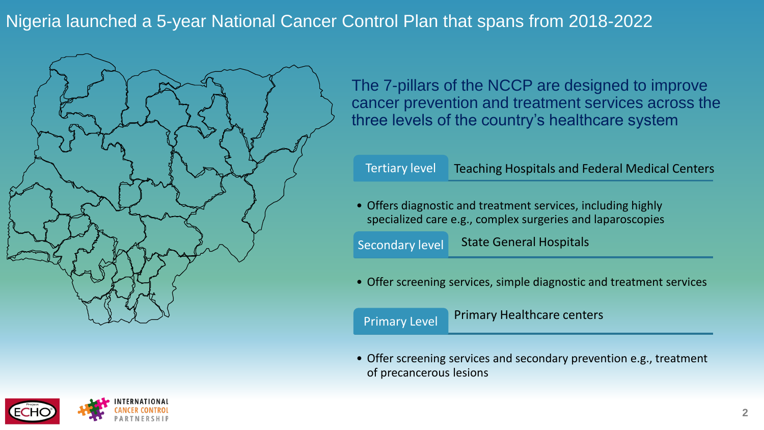# Nigeria launched a 5-year National Cancer Control Plan that spans from 2018-2022

The 7-pillars of the NCCP are designed to improve cancer prevention and treatment services across the three levels of the country's healthcare system

**Tertiary level** — Teaching Hospitals and Federal Medical Centers

- Offers diagnostic and treatment services, including highly specialized care e.g., complex surgeries and laparoscopies

**Secondary level** — State General Hospitals

- Offer screening services, simple diagnostic and treatment services

**Primary Level** — Primary Healthcare centers

- Offer screening services and secondary prevention e.g., treatment of precancerous lesions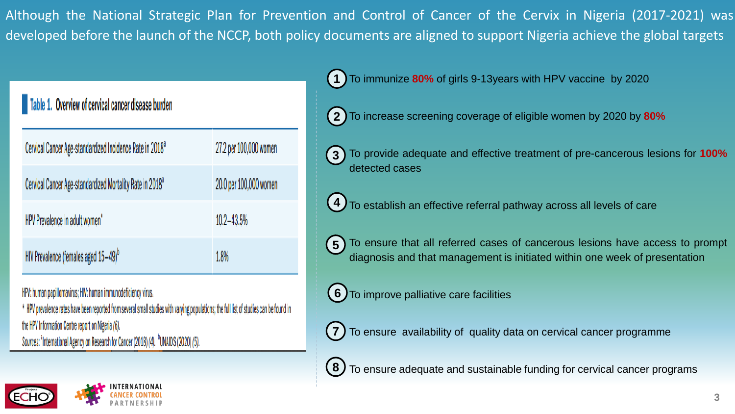Although the National Strategic Plan for Prevention and Control of Cancer of the Cervix in Nigeria (2017-2021) was developed before the launch of the NCCP, both policy documents are aligned to support Nigeria achieve the global targets

**Table 1.** Overview of cervical cancer disease burden

| | |
|---|---|
| Cervical Cancer Age-standardized Incidence Rate in 2018[a] | 27.2 per 100,000 women |
| Cervical Cancer Age-standardized Mortality Rate in 2018[a] | 20.0 per 100,000 women |
| HPV Prevalence in adult women* | 10.2–43.5% |
| HIV Prevalence (females aged 15–49)[b] | 1.8% |

HPV: human papillomavirus; HIV: human immunodeficiency virus.

\* HPV prevalence rates have been reported from several small studies with varying populations; the full list of studies can be found in the HPV Information Centre report on Nigeria (6).

Sources: [a]International Agency on Research for Cancer (2018) (4). [b]UNAIDS (2020) (5).

1. To immunize **80%** of girls 9-13years with HPV vaccine by 2020
2. To increase screening coverage of eligible women by 2020 by **80%**
3. To provide adequate and effective treatment of pre-cancerous lesions for **100%** detected cases
4. To establish an effective referral pathway across all levels of care
5. To ensure that all referred cases of cancerous lesions have access to prompt diagnosis and that management is initiated within one week of presentation
6. To improve palliative care facilities
7. To ensure availability of quality data on cervical cancer programme
8. To ensure adequate and sustainable funding for cervical cancer programs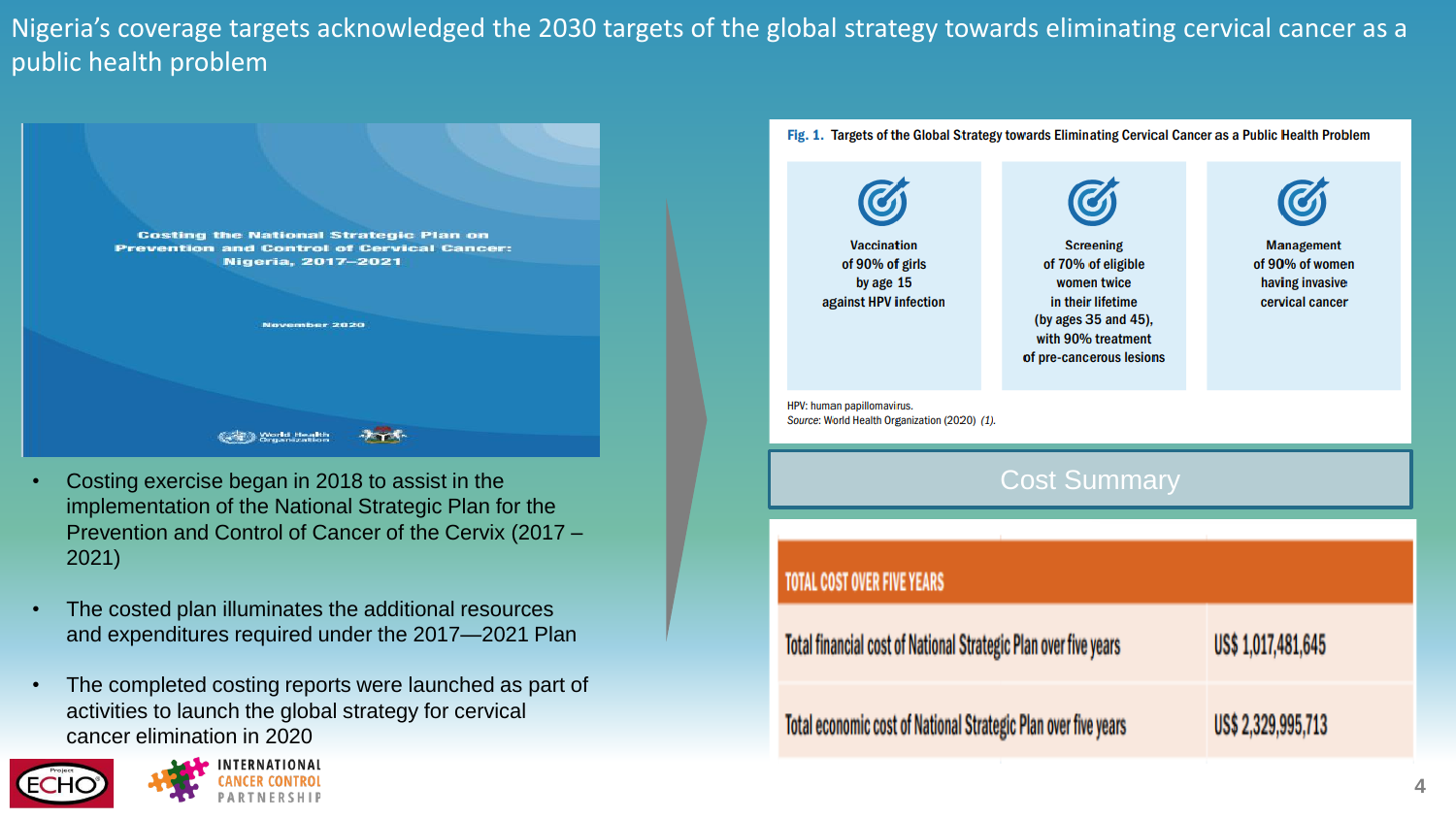# Nigeria's coverage targets acknowledged the 2030 targets of the global strategy towards eliminating cervical cancer as a public health problem

Costing the National Strategic Plan on Prevention and Control of Cervical Cancer: Nigeria, 2017–2021

November 2020

- Costing exercise began in 2018 to assist in the implementation of the National Strategic Plan for the Prevention and Control of Cancer of the Cervix (2017 – 2021)
- The costed plan illuminates the additional resources and expenditures required under the 2017—2021 Plan
- The completed costing reports were launched as part of activities to launch the global strategy for cervical cancer elimination in 2020

**Fig. 1.** Targets of the Global Strategy towards Eliminating Cervical Cancer as a Public Health Problem

| Vaccination | Screening | Management |
|---|---|---|
| of 90% of girls by age 15 against HPV infection | of 70% of eligible women twice in their lifetime (by ages 35 and 45), with 90% treatment of pre-cancerous lesions | of 90% of women having invasive cervical cancer |

HPV: human papillomavirus.
*Source:* World Health Organization (2020) *(1).*

## Cost Summary

| TOTAL COST OVER FIVE YEARS | |
|---|---|
| Total financial cost of National Strategic Plan over five years | US$ 1,017,481,645 |
| Total economic cost of National Strategic Plan over five years | US$ 2,329,995,713 |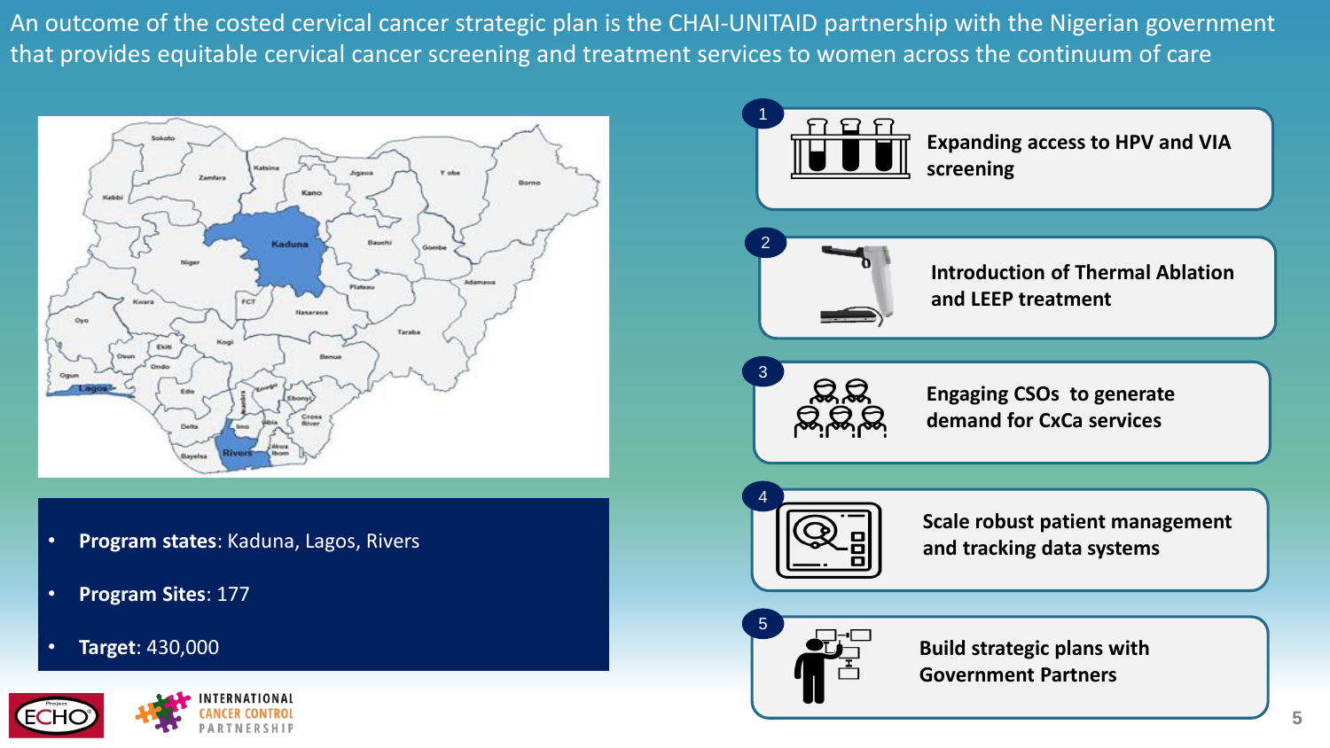# An outcome of the costed cervical cancer strategic plan is the CHAI-UNITAID partnership with the Nigerian government that provides equitable cervical cancer screening and treatment services to women across the continuum of care

- **Program states**: Kaduna, Lagos, Rivers
- **Program Sites**: 177
- **Target**: 430,000

1. **Expanding access to HPV and VIA screening**
2. **Introduction of Thermal Ablation and LEEP treatment**
3. **Engaging CSOs to generate demand for CxCa services**
4. **Scale robust patient management and tracking data systems**
5. **Build strategic plans with Government Partners**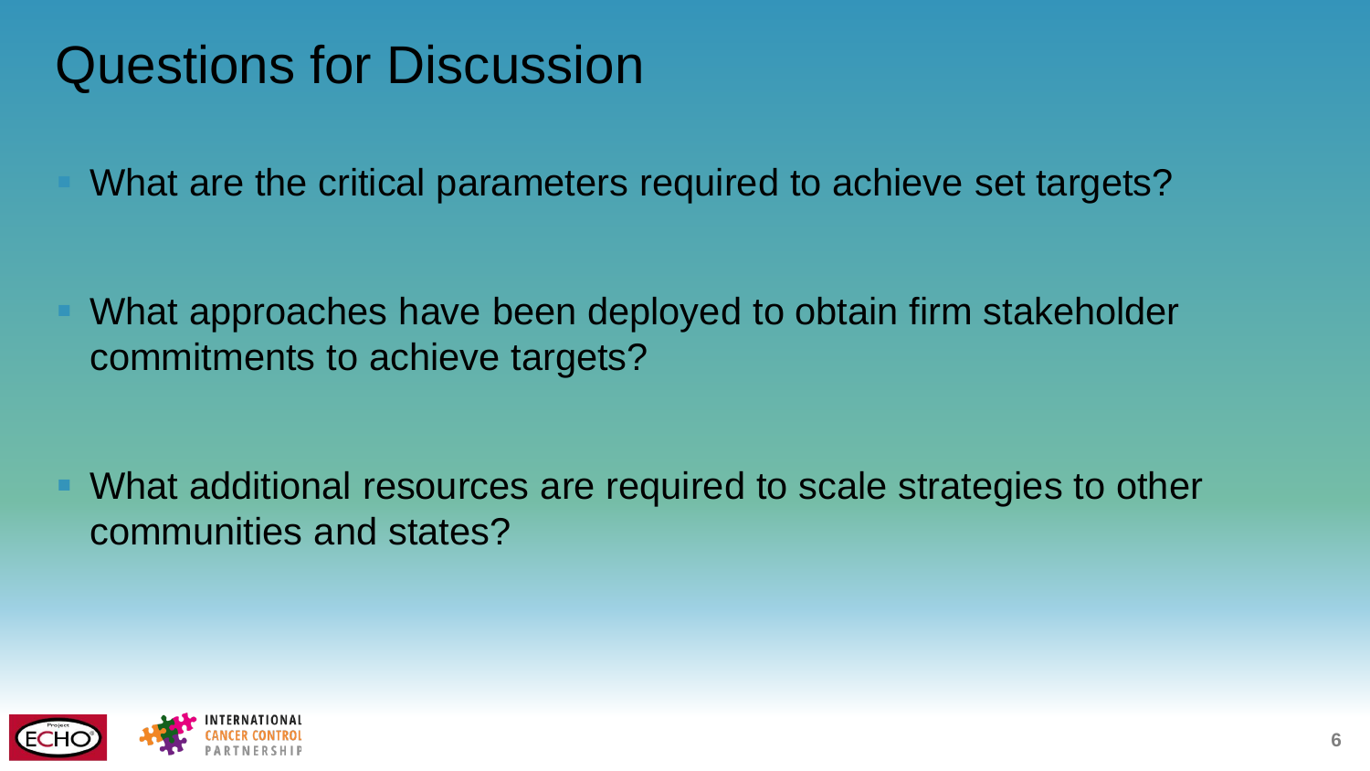# Questions for Discussion

- What are the critical parameters required to achieve set targets?
- What approaches have been deployed to obtain firm stakeholder commitments to achieve targets?
- What additional resources are required to scale strategies to other communities and states?